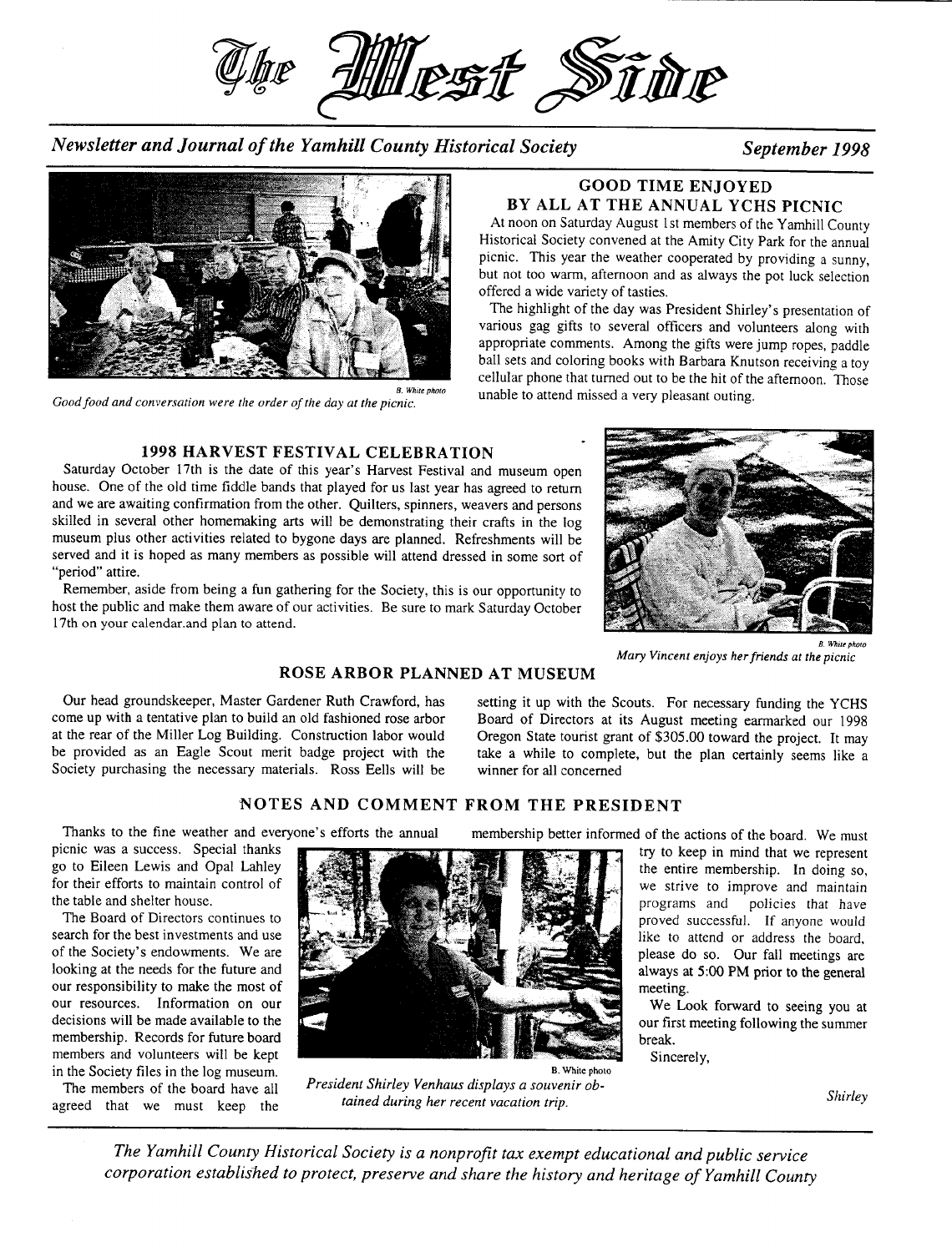# The West Side

*Newsletter and Journal of the Yamhill County Historical Society* — *September 1998*

B. White photo
*Good food and conversation were the order of the day at the picnic.*

## GOOD TIME ENJOYED BY ALL AT THE ANNUAL YCHS PICNIC

At noon on Saturday August 1st members of the Yamhill County Historical Society convened at the Amity City Park for the annual picnic. This year the weather cooperated by providing a sunny, but not too warm, afternoon and as always the pot luck selection offered a wide variety of tasties.

The highlight of the day was President Shirley's presentation of various gag gifts to several officers and volunteers along with appropriate comments. Among the gifts were jump ropes, paddle ball sets and coloring books with Barbara Knutson receiving a toy cellular phone that turned out to be the hit of the afternoon. Those unable to attend missed a very pleasant outing.

## 1998 HARVEST FESTIVAL CELEBRATION

Saturday October 17th is the date of this year's Harvest Festival and museum open house. One of the old time fiddle bands that played for us last year has agreed to return and we are awaiting confirmation from the other. Quilters, spinners, weavers and persons skilled in several other homemaking arts will be demonstrating their crafts in the log museum plus other activities related to bygone days are planned. Refreshments will be served and it is hoped as many members as possible will attend dressed in some sort of "period" attire.

Remember, aside from being a fun gathering for the Society, this is our opportunity to host the public and make them aware of our activities. Be sure to mark Saturday October 17th on your calendar.and plan to attend.

B. White photo
*Mary Vincent enjoys her friends at the picnic*

## ROSE ARBOR PLANNED AT MUSEUM

Our head groundskeeper, Master Gardener Ruth Crawford, has come up with a tentative plan to build an old fashioned rose arbor at the rear of the Miller Log Building. Construction labor would be provided as an Eagle Scout merit badge project with the Society purchasing the necessary materials. Ross Eells will be setting it up with the Scouts. For necessary funding the YCHS Board of Directors at its August meeting earmarked our 1998 Oregon State tourist grant of $305.00 toward the project. It may take a while to complete, but the plan certainly seems like a winner for all concerned

## NOTES AND COMMENT FROM THE PRESIDENT

Thanks to the fine weather and everyone's efforts the annual picnic was a success. Special thanks go to Eileen Lewis and Opal Lahley for their efforts to maintain control of the table and shelter house.

The Board of Directors continues to search for the best investments and use of the Society's endowments. We are looking at the needs for the future and our responsibility to make the most of our resources. Information on our decisions will be made available to the membership. Records for future board members and volunteers will be kept in the Society files in the log museum.

The members of the board have all agreed that we must keep the membership better informed of the actions of the board. We must try to keep in mind that we represent the entire membership. In doing so, we strive to improve and maintain programs and policies that have proved successful. If anyone would like to attend or address the board, please do so. Our fall meetings are always at 5:00 PM prior to the general meeting.

We Look forward to seeing you at our first meeting following the summer break.

Sincerely,

*Shirley*

B. White photo
*President Shirley Venhaus displays a souvenir obtained during her recent vacation trip.*

*The Yamhill County Historical Society is a nonprofit tax exempt educational and public service corporation established to protect, preserve and share the history and heritage of Yamhill County*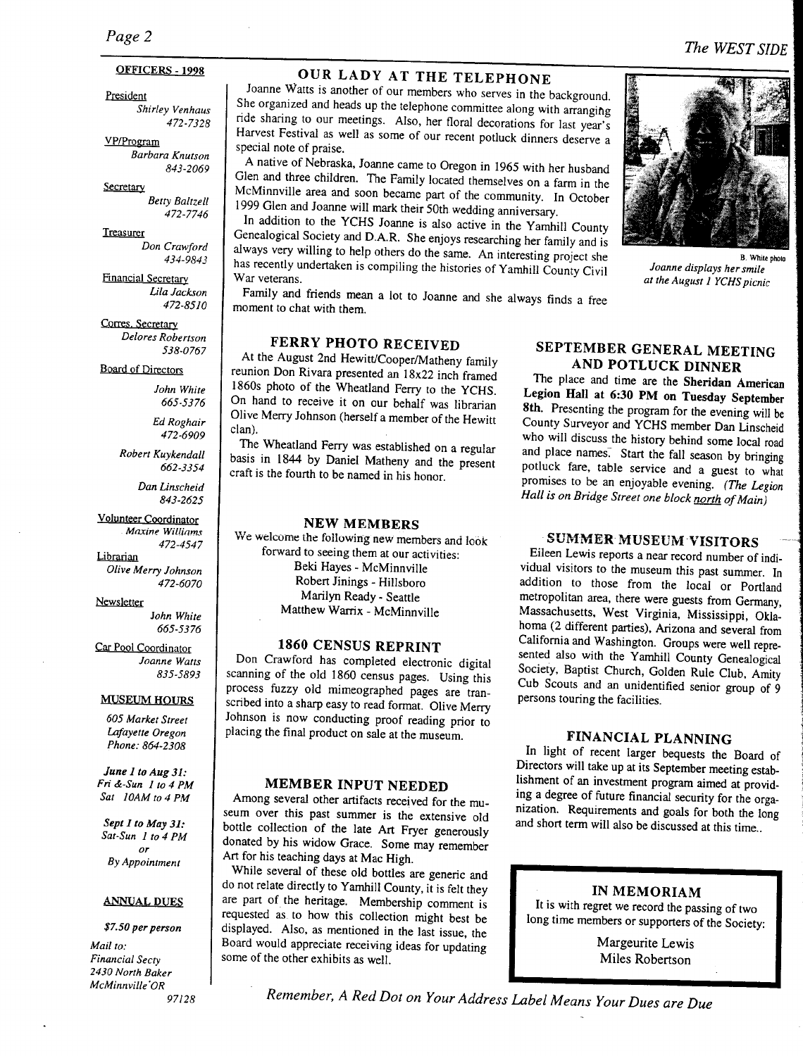## OFFICERS - 1998

President
*Shirley Venhaus*
*472-7328*

VP/Program
*Barbara Knutson*
*843-2069*

Secretary
*Betty Baltzell*
*472-7746*

Treasurer
*Don Crawford*
*434-9843*

Financial Secretary
*Lila Jackson*
*472-8510*

Corres. Secretary
*Delores Robertson*
*538-0767*

Board of Directors
*John White*
*665-5376*
*Ed Roghair*
*472-6909*
*Robert Kuykendall*
*662-3354*
*Dan Linscheid*
*843-2625*

Volunteer Coordinator
*Maxine Williams*
*472-4547*

Librarian
*Olive Merry Johnson*
*472-6070*

Newsletter
*John White*
*665-5376*

Car Pool Coordinator
*Joanne Watts*
*835-5893*

## MUSEUM HOURS

*605 Market Street*
*Lafayette Oregon*
*Phone: 864-2308*

***June 1 to Aug 31:***
*Fri &-Sun 1 to 4 PM*
*Sat 10AM to 4 PM*

***Sept 1 to May 31:***
*Sat-Sun 1 to 4 PM*
*or*
*By Appointment*

## ANNUAL DUES

***$7.50 per person***

*Mail to:*
*Financial Secty*
*2430 North Baker*
*McMinnville OR*
*97128*

## OUR LADY AT THE TELEPHONE

Joanne Watts is another of our members who serves in the background. She organized and heads up the telephone committee along with arranging ride sharing to our meetings. Also, her floral decorations for last year's Harvest Festival as well as some of our recent potluck dinners deserve a special note of praise.

A native of Nebraska, Joanne came to Oregon in 1965 with her husband Glen and three children. The Family located themselves on a farm in the McMinnville area and soon became part of the community. In October 1999 Glen and Joanne will mark their 50th wedding anniversary.

In addition to the YCHS Joanne is also active in the Yamhill County Genealogical Society and D.A.R. She enjoys researching her family and is always very willing to help others do the same. An interesting project she has recently undertaken is compiling the histories of Yamhill County Civil War veterans.

Family and friends mean a lot to Joanne and she always finds a free moment to chat with them.

B. White photo
*Joanne displays her smile at the August 1 YCHS picnic*

## FERRY PHOTO RECEIVED

At the August 2nd Hewitt/Cooper/Matheny family reunion Don Rivara presented an 18x22 inch framed 1860s photo of the Wheatland Ferry to the YCHS. On hand to receive it on our behalf was librarian Olive Merry Johnson (herself a member of the Hewitt clan).

The Wheatland Ferry was established on a regular basis in 1844 by Daniel Matheny and the present craft is the fourth to be named in his honor.

## NEW MEMBERS

We welcome the following new members and look forward to seeing them at our activities:

Beki Hayes - McMinnville
Robert Jinings - Hillsboro
Marilyn Ready - Seattle
Matthew Warrix - McMinnville

## 1860 CENSUS REPRINT

Don Crawford has completed electronic digital scanning of the old 1860 census pages. Using this process fuzzy old mimeographed pages are transcribed into a sharp easy to read format. Olive Merry Johnson is now conducting proof reading prior to placing the final product on sale at the museum.

## MEMBER INPUT NEEDED

Among several other artifacts received for the museum over this past summer is the extensive old bottle collection of the late Art Fryer generously donated by his widow Grace. Some may remember Art for his teaching days at Mac High.

While several of these old bottles are generic and do not relate directly to Yamhill County, it is felt they are part of the heritage. Membership comment is requested as to how this collection might best be displayed. Also, as mentioned in the last issue, the Board would appreciate receiving ideas for updating some of the other exhibits as well.

## SEPTEMBER GENERAL MEETING AND POTLUCK DINNER

The place and time are the **Sheridan American Legion Hall at 6:30 PM on Tuesday September 8th.** Presenting the program for the evening will be County Surveyor and YCHS member Dan Linscheid who will discuss the history behind some local road and place names. Start the fall season by bringing potluck fare, table service and a guest to what promises to be an enjoyable evening. *(The Legion Hall is on Bridge Street one block north of Main)*

## SUMMER MUSEUM VISITORS

Eileen Lewis reports a near record number of individual visitors to the museum this past summer. In addition to those from the local or Portland metropolitan area, there were guests from Germany, Massachusetts, West Virginia, Mississippi, Oklahoma (2 different parties), Arizona and several from California and Washington. Groups were well represented also with the Yamhill County Genealogical Society, Baptist Church, Golden Rule Club, Amity Cub Scouts and an unidentified senior group of 9 persons touring the facilities.

## FINANCIAL PLANNING

In light of recent larger bequests the Board of Directors will take up at its September meeting establishment of an investment program aimed at providing a degree of future financial security for the organization. Requirements and goals for both the long and short term will also be discussed at this time..

## IN MEMORIAM

It is with regret we record the passing of two long time members or supporters of the Society:

Margeurite Lewis
Miles Robertson

*Remember, A Red Dot on Your Address Label Means Your Dues are Due*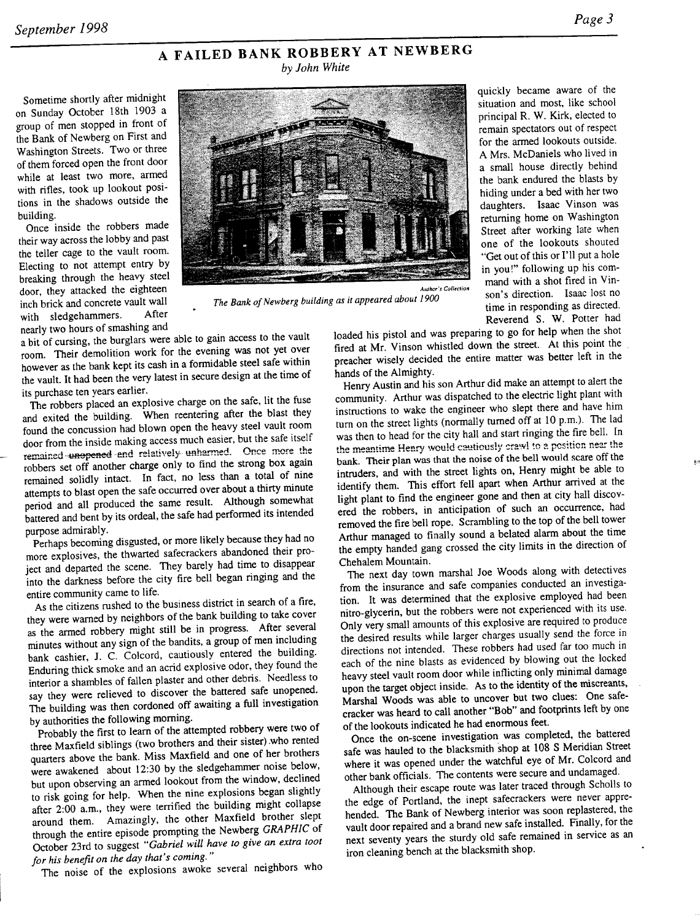# A FAILED BANK ROBBERY AT NEWBERG

*by John White*

Sometime shortly after midnight on Sunday October 18th 1903 a group of men stopped in front of the Bank of Newberg on First and Washington Streets. Two or three of them forced open the front door while at least two more, armed with rifles, took up lookout positions in the shadows outside the building.

Once inside the robbers made their way across the lobby and past the teller cage to the vault room. Electing to not attempt entry by breaking through the heavy steel door, they attacked the eighteen inch brick and concrete vault wall with sledgehammers. After nearly two hours of smashing and a bit of cursing, the burglars were able to gain access to the vault room. Their demolition work for the evening was not yet over however as the bank kept its cash in a formidable steel safe within the vault. It had been the very latest in secure design at the time of its purchase ten years earlier.

Author's Collection

*The Bank of Newberg building as it appeared about 1900*

The robbers placed an explosive charge on the safe, lit the fuse and exited the building. When reentering after the blast they found the concussion had blown open the heavy steel vault room door from the inside making access much easier, but the safe itself remained unopened and relatively unharmed. Once more the robbers set off another charge only to find the strong box again remained solidly intact. In fact, no less than a total of nine attempts to blast open the safe occurred over about a thirty minute period and all produced the same result. Although somewhat battered and bent by its ordeal, the safe had performed its intended purpose admirably.

Perhaps becoming disgusted, or more likely because they had no more explosives, the thwarted safecrackers abandoned their project and departed the scene. They barely had time to disappear into the darkness before the city fire bell began ringing and the entire community came to life.

As the citizens rushed to the business district in search of a fire, they were warned by neighbors of the bank building to take cover as the armed robbery might still be in progress. After several minutes without any sign of the bandits, a group of men including bank cashier, J. C. Colcord, cautiously entered the building. Enduring thick smoke and an acrid explosive odor, they found the interior a shambles of fallen plaster and other debris. Needless to say they were relieved to discover the battered safe unopened. The building was then cordoned off awaiting a full investigation by authorities the following morning.

Probably the first to learn of the attempted robbery were two of three Maxfield siblings (two brothers and their sister) who rented quarters above the bank. Miss Maxfield and one of her brothers were awakened about 12:30 by the sledgehammer noise below, but upon observing an armed lookout from the window, declined to risk going for help. When the nine explosions began slightly after 2:00 a.m., they were terrified the building might collapse around them. Amazingly, the other Maxfield brother slept through the entire episode prompting the Newberg *GRAPHIC* of October 23rd to suggest *"Gabriel will have to give an extra toot for his benefit on the day that's coming."*

The noise of the explosions awoke several neighbors who quickly became aware of the situation and most, like school principal R. W. Kirk, elected to remain spectators out of respect for the armed lookouts outside. A Mrs. McDaniels who lived in a small house directly behind the bank endured the blasts by hiding under a bed with her two daughters. Isaac Vinson was returning home on Washington Street after working late when one of the lookouts shouted "Get out of this or I'll put a hole in you!" following up his command with a shot fired in Vinson's direction. Isaac lost no time in responding as directed. Reverend S. W. Potter had loaded his pistol and was preparing to go for help when the shot fired at Mr. Vinson whistled down the street. At this point the preacher wisely decided the entire matter was better left in the hands of the Almighty.

Henry Austin and his son Arthur did make an attempt to alert the community. Arthur was dispatched to the electric light plant with instructions to wake the engineer who slept there and have him turn on the street lights (normally turned off at 10 p.m.). The lad was then to head for the city hall and start ringing the fire bell. In the meantime Henry would cautiously crawl to a position near the bank. Their plan was that the noise of the bell would scare off the intruders, and with the street lights on, Henry might be able to identify them. This effort fell apart when Arthur arrived at the light plant to find the engineer gone and then at city hall discovered the robbers, in anticipation of such an occurrence, had removed the fire bell rope. Scrambling to the top of the bell tower Arthur managed to finally sound a belated alarm about the time the empty handed gang crossed the city limits in the direction of Chehalem Mountain.

The next day town marshal Joe Woods along with detectives from the insurance and safe companies conducted an investigation. It was determined that the explosive employed had been nitro-glycerin, but the robbers were not experienced with its use. Only very small amounts of this explosive are required to produce the desired results while larger charges usually send the force in directions not intended. These robbers had used far too much in each of the nine blasts as evidenced by blowing out the locked heavy steel vault room door while inflicting only minimal damage upon the target object inside. As to the identity of the miscreants, Marshal Woods was able to uncover but two clues: One safecracker was heard to call another "Bob" and footprints left by one of the lookouts indicated he had enormous feet.

Once the on-scene investigation was completed, the battered safe was hauled to the blacksmith shop at 108 S Meridian Street where it was opened under the watchful eye of Mr. Colcord and other bank officials. The contents were secure and undamaged.

Although their escape route was later traced through Scholls to the edge of Portland, the inept safecrackers were never apprehended. The Bank of Newberg interior was soon replastered, the vault door repaired and a brand new safe installed. Finally, for the next seventy years the sturdy old safe remained in service as an iron cleaning bench at the blacksmith shop.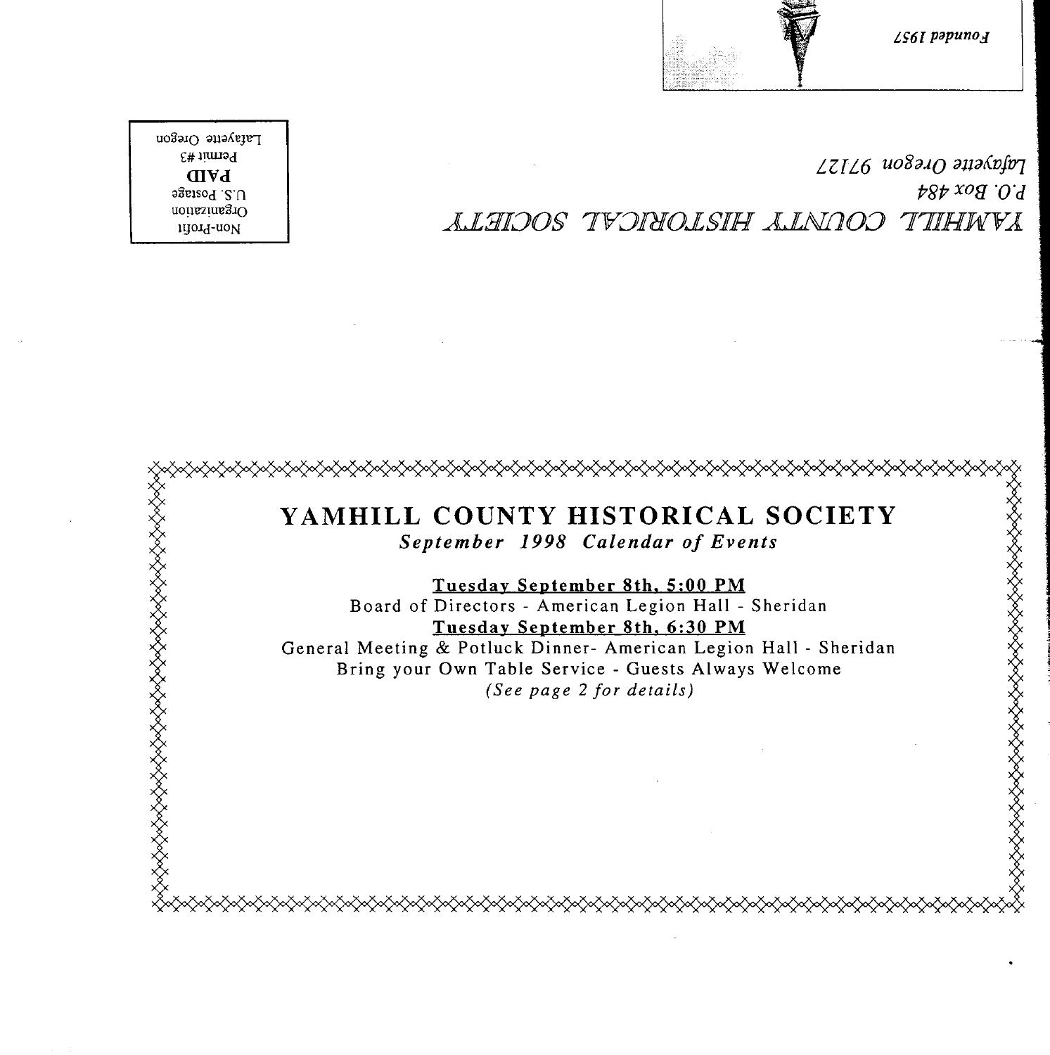Founded 1957

YAMHILL COUNTY HISTORICAL SOCIETY
P.O. Box 484
Lafayette Oregon 97127

Non-Profit
Organization
U.S. Postage
**PAID**
Permit #3
Lafayette Oregon

# YAMHILL COUNTY HISTORICAL SOCIETY

***September 1998 Calendar of Events***

**Tuesday September 8th, 5:00 PM**

Board of Directors - American Legion Hall - Sheridan

**Tuesday September 8th, 6:30 PM**

General Meeting & Potluck Dinner- American Legion Hall - Sheridan

Bring your Own Table Service - Guests Always Welcome

*(See page 2 for details)*